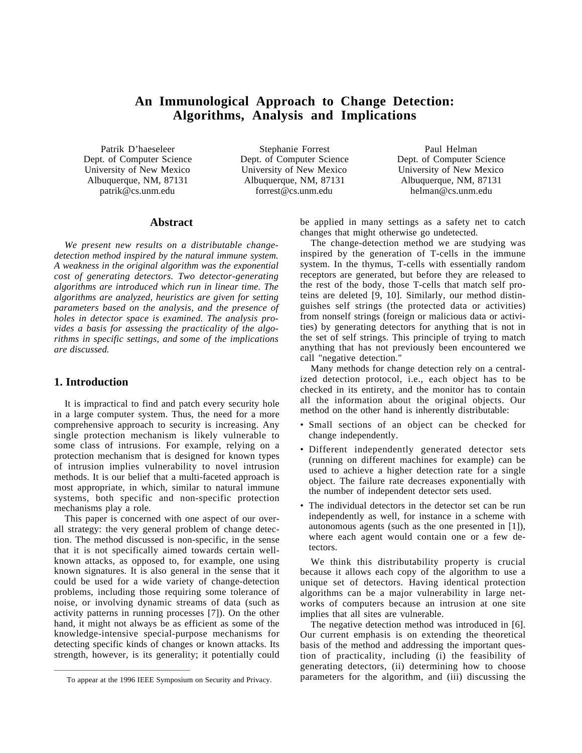# An Immunological Approach to Change Detection: Algorithms, Analysis and Implications

Patrik D'haeseleer
Dept. of Computer Science
University of New Mexico
Albuquerque, NM, 87131
patrik@cs.unm.edu

Stephanie Forrest
Dept. of Computer Science
University of New Mexico
Albuquerque, NM, 87131
forrest@cs.unm.edu

Paul Helman
Dept. of Computer Science
University of New Mexico
Albuquerque, NM, 87131
helman@cs.unm.edu

## Abstract

*We present new results on a distributable change-detection method inspired by the natural immune system. A weakness in the original algorithm was the exponential cost of generating detectors. Two detector-generating algorithms are introduced which run in linear time. The algorithms are analyzed, heuristics are given for setting parameters based on the analysis, and the presence of holes in detector space is examined. The analysis provides a basis for assessing the practicality of the algorithms in specific settings, and some of the implications are discussed.*

## 1. Introduction

It is impractical to find and patch every security hole in a large computer system. Thus, the need for a more comprehensive approach to security is increasing. Any single protection mechanism is likely vulnerable to some class of intrusions. For example, relying on a protection mechanism that is designed for known types of intrusion implies vulnerability to novel intrusion methods. It is our belief that a multi-faceted approach is most appropriate, in which, similar to natural immune systems, both specific and non-specific protection mechanisms play a role.

This paper is concerned with one aspect of our overall strategy: the very general problem of change detection. The method discussed is non-specific, in the sense that it is not specifically aimed towards certain well-known attacks, as opposed to, for example, one using known signatures. It is also general in the sense that it could be used for a wide variety of change-detection problems, including those requiring some tolerance of noise, or involving dynamic streams of data (such as activity patterns in running processes [7]). On the other hand, it might not always be as efficient as some of the knowledge-intensive special-purpose mechanisms for detecting specific kinds of changes or known attacks. Its strength, however, is its generality; it potentially could be applied in many settings as a safety net to catch changes that might otherwise go undetected.

The change-detection method we are studying was inspired by the generation of T-cells in the immune system. In the thymus, T-cells with essentially random receptors are generated, but before they are released to the rest of the body, those T-cells that match self proteins are deleted [9, 10]. Similarly, our method distinguishes self strings (the protected data or activities) from nonself strings (foreign or malicious data or activities) by generating detectors for anything that is not in the set of self strings. This principle of trying to match anything that has not previously been encountered we call "negative detection."

Many methods for change detection rely on a centralized detection protocol, i.e., each object has to be checked in its entirety, and the monitor has to contain all the information about the original objects. Our method on the other hand is inherently distributable:

- Small sections of an object can be checked for change independently.
- Different independently generated detector sets (running on different machines for example) can be used to achieve a higher detection rate for a single object. The failure rate decreases exponentially with the number of independent detector sets used.
- The individual detectors in the detector set can be run independently as well, for instance in a scheme with autonomous agents (such as the one presented in [1]), where each agent would contain one or a few detectors.

We think this distributability property is crucial because it allows each copy of the algorithm to use a unique set of detectors. Having identical protection algorithms can be a major vulnerability in large networks of computers because an intrusion at one site implies that all sites are vulnerable.

The negative detection method was introduced in [6]. Our current emphasis is on extending the theoretical basis of the method and addressing the important question of practicality, including (i) the feasibility of generating detectors, (ii) determining how to choose parameters for the algorithm, and (iii) discussing the

To appear at the 1996 IEEE Symposium on Security and Privacy.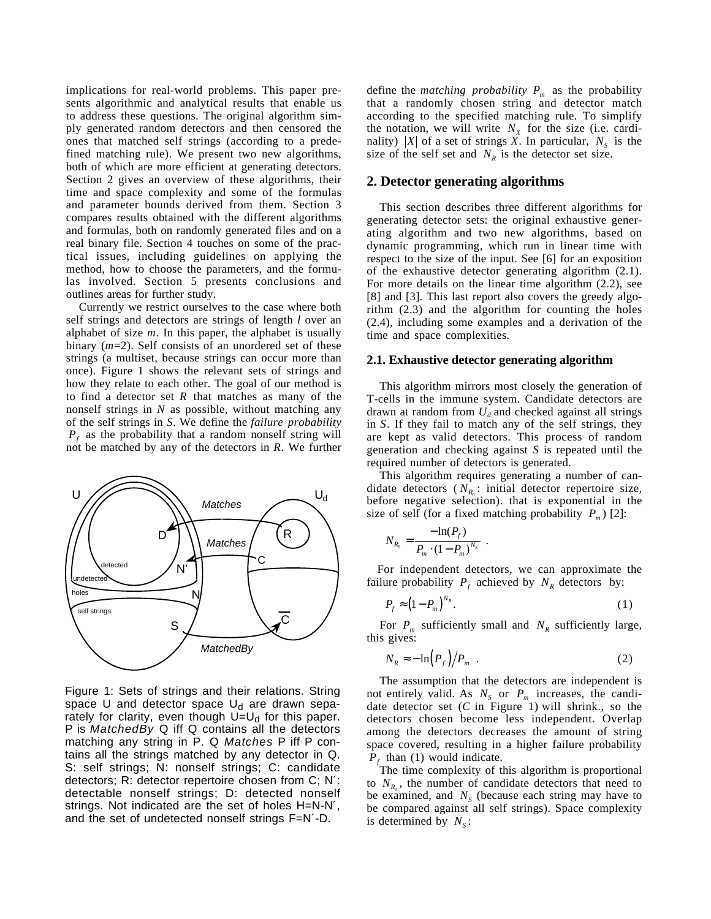implications for real-world problems. This paper presents algorithmic and analytical results that enable us to address these questions. The original algorithm simply generated random detectors and then censored the ones that matched self strings (according to a predefined matching rule). We present two new algorithms, both of which are more efficient at generating detectors. Section 2 gives an overview of these algorithms, their time and space complexity and some of the formulas and parameter bounds derived from them. Section 3 compares results obtained with the different algorithms and formulas, both on randomly generated files and on a real binary file. Section 4 touches on some of the practical issues, including guidelines on applying the method, how to choose the parameters, and the formulas involved. Section 5 presents conclusions and outlines areas for further study.

Currently we restrict ourselves to the case where both self strings and detectors are strings of length $l$ over an alphabet of size $m$. In this paper, the alphabet is usually binary ($m$=2). Self consists of an unordered set of these strings (a multiset, because strings can occur more than once). Figure 1 shows the relevant sets of strings and how they relate to each other. The goal of our method is to find a detector set $R$ that matches as many of the nonself strings in $N$ as possible, without matching any of the self strings in $S$. We define the *failure probability* $P_f$ as the probability that a random nonself string will not be matched by any of the detectors in $R$. We further define the *matching probability* $P_m$ as the probability that a randomly chosen string and detector match according to the specified matching rule. To simplify the notation, we will write $N_X$ for the size (i.e. cardinality) $|X|$ of a set of strings $X$. In particular, $N_S$ is the size of the self set and $N_R$ is the detector set size.

Figure 1: Sets of strings and their relations. String space U and detector space $U_d$ are drawn separately for clarity, even though $U=U_d$ for this paper. P is *MatchedBy* Q iff Q contains all the detectors matching any string in P. Q *Matches* P iff P contains all the strings matched by any detector in Q. S: self strings; N: nonself strings; C: candidate detectors; R: detector repertoire chosen from C; N´: detectable nonself strings; D: detected nonself strings. Not indicated are the set of holes H=N-N´, and the set of undetected nonself strings F=N´-D.

## 2. Detector generating algorithms

This section describes three different algorithms for generating detector sets: the original exhaustive generating algorithm and two new algorithms, based on dynamic programming, which run in linear time with respect to the size of the input. See [6] for an exposition of the exhaustive detector generating algorithm (2.1). For more details on the linear time algorithm (2.2), see [8] and [3]. This last report also covers the greedy algorithm (2.3) and the algorithm for counting the holes (2.4), including some examples and a derivation of the time and space complexities.

### 2.1. Exhaustive detector generating algorithm

This algorithm mirrors most closely the generation of T-cells in the immune system. Candidate detectors are drawn at random from $U_d$ and checked against all strings in $S$. If they fail to match any of the self strings, they are kept as valid detectors. This process of random generation and checking against $S$ is repeated until the required number of detectors is generated.

This algorithm requires generating a number of candidate detectors ($N_{R_0}$: initial detector repertoire size, before negative selection). that is exponential in the size of self (for a fixed matching probability $P_m$) [2]:

$$N_{R_0} = \frac{-\ln(P_f)}{P_m \cdot (1-P_m)^{N_S}} .$$

For independent detectors, we can approximate the failure probability $P_f$ achieved by $N_R$ detectors by:

$$P_f \approx (1-P_m)^{N_R}. \tag{1}$$

For $P_m$ sufficiently small and $N_R$ sufficiently large, this gives:

$$N_R \approx -\ln(P_f) / P_m . \tag{2}$$

The assumption that the detectors are independent is not entirely valid. As $N_S$ or $P_m$ increases, the candidate detector set ($C$ in Figure 1) will shrink., so the detectors chosen become less independent. Overlap among the detectors decreases the amount of string space covered, resulting in a higher failure probability $P_f$ than (1) would indicate.

The time complexity of this algorithm is proportional to $N_{R_0}$, the number of candidate detectors that need to be examined, and $N_S$ (because each string may have to be compared against all self strings). Space complexity is determined by $N_S$: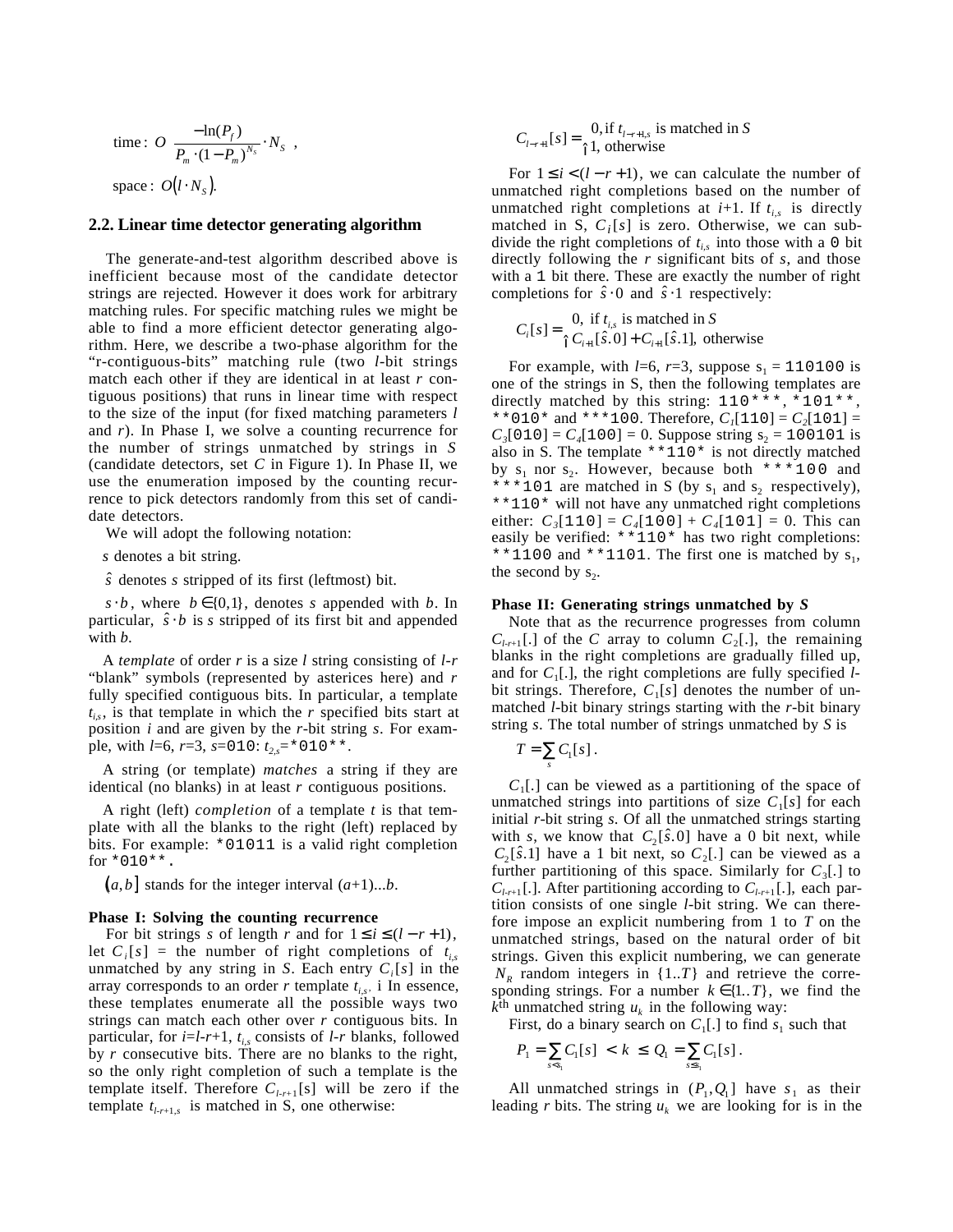$$\text{time}: O\left(\frac{-\ln(P_f)}{P_m \cdot (1-P_m)^{N_S}} \cdot N_S\right),$$

$$\text{space}: O(l \cdot N_S).$$

## 2.2. Linear time detector generating algorithm

The generate-and-test algorithm described above is inefficient because most of the candidate detector strings are rejected. However it does work for arbitrary matching rules. For specific matching rules we might be able to find a more efficient detector generating algorithm. Here, we describe a two-phase algorithm for the "r-contiguous-bits" matching rule (two $l$-bit strings match each other if they are identical in at least $r$ contiguous positions) that runs in linear time with respect to the size of the input (for fixed matching parameters $l$ and $r$). In Phase I, we solve a counting recurrence for the number of strings unmatched by strings in $S$ (candidate detectors, set $C$ in Figure 1). In Phase II, we use the enumeration imposed by the counting recurrence to pick detectors randomly from this set of candidate detectors.

We will adopt the following notation:

$s$ denotes a bit string.

$\hat{s}$ denotes $s$ stripped of its first (leftmost) bit.

$s \cdot b$, where $b \in \{0,1\}$, denotes $s$ appended with $b$. In particular, $\hat{s} \cdot b$ is $s$ stripped of its first bit and appended with $b$.

A *template* of order $r$ is a size $l$ string consisting of $l$-$r$ "blank" symbols (represented by asterices here) and $r$ fully specified contiguous bits. In particular, a template $t_{i,s}$, is that template in which the $r$ specified bits start at position $i$ and are given by the $r$-bit string $s$. For example, with $l$=6, $r$=3, $s$=`010`: $t_{2,s}$=`*010**`.

A string (or template) *matches* a string if they are identical (no blanks) in at least $r$ contiguous positions.

A right (left) *completion* of a template $t$ is that template with all the blanks to the right (left) replaced by bits. For example: `*01011` is a valid right completion for `*010**`.

$(a,b]$ stands for the integer interval $(a+1)...b$.

**Phase I: Solving the counting recurrence**

For bit strings $s$ of length $r$ and for $1 \le i \le (l-r+1)$, let $C_i[s]$ = the number of right completions of $t_{i,s}$ unmatched by any string in $S$. Each entry $C_i[s]$ in the array corresponds to an order $r$ template $t_{i,s}$. i In essence, these templates enumerate all the possible ways two strings can match each other over $r$ contiguous bits. In particular, for $i$=$l$-$r$+1, $t_{i,s}$ consists of $l$-$r$ blanks, followed by $r$ consecutive bits. There are no blanks to the right, so the only right completion of such a template is the template itself. Therefore $C_{l-r+1}[s]$ will be zero if the template $t_{l-r+1,s}$ is matched in S, one otherwise:

$$C_{l-r+1}[s] = \begin{cases} 0, \text{if } t_{l-r+1,s} \text{ is matched in } S \\ 1, \text{ otherwise} \end{cases}$$

For $1 \le i < (l-r+1)$, we can calculate the number of unmatched right completions based on the number of unmatched right completions at $i$+1. If $t_{i,s}$ is directly matched in S, $C_i[s]$ is zero. Otherwise, we can subdivide the right completions of $t_{i,s}$ into those with a `0` bit directly following the $r$ significant bits of $s$, and those with a `1` bit there. These are exactly the number of right completions for $\hat{s} \cdot 0$ and $\hat{s} \cdot 1$ respectively:

$$C_i[s] = \begin{cases} 0, \text{ if } t_{i,s} \text{ is matched in } S \\ C_{i+1}[\hat{s}.0] + C_{i+1}[\hat{s}.1], \text{ otherwise} \end{cases}$$

For example, with $l$=6, $r$=3, suppose $s_1$ = `110100` is one of the strings in S, then the following templates are directly matched by this string: `110***`, `*101**`, `**010*` and `***100`. Therefore, $C_1$[`110`] = $C_2$[`101`] = $C_3$[`010`] = $C_4$[`100`] = 0. Suppose string $s_2$ = `100101` is also in S. The template `**110*` is not directly matched by $s_1$ nor $s_2$. However, because both `***100` and `***101` are matched in S (by $s_1$ and $s_2$ respectively), `**110*` will not have any unmatched right completions either: $C_3$[`110`] = $C_4$[`100`] + $C_4$[`101`] = 0. This can easily be verified: `**110*` has two right completions: `**1100` and `**1101`. The first one is matched by $s_1$, the second by $s_2$.

**Phase II: Generating strings unmatched by** $S$

Note that as the recurrence progresses from column $C_{l-r+1}[.]$ of the $C$ array to column $C_2[.]$, the remaining blanks in the right completions are gradually filled up, and for $C_1[.]$, the right completions are fully specified $l$-bit strings. Therefore, $C_1[s]$ denotes the number of unmatched $l$-bit binary strings starting with the $r$-bit binary string $s$. The total number of strings unmatched by $S$ is

$$T = \sum_s C_1[s].$$

$C_1[.]$ can be viewed as a partitioning of the space of unmatched strings into partitions of size $C_1[s]$ for each initial $r$-bit string $s$. Of all the unmatched strings starting with $s$, we know that $C_2[\hat{s}.0]$ have a 0 bit next, while $C_2[\hat{s}.1]$ have a 1 bit next, so $C_2[.]$ can be viewed as a further partitioning of this space. Similarly for $C_3[.]$ to $C_{l-r+1}[.]$. After partitioning according to $C_{l-r+1}[.]$, each partition consists of one single $l$-bit string. We can therefore impose an explicit numbering from 1 to $T$ on the unmatched strings, based on the natural order of bit strings. Given this explicit numbering, we can generate $N_R$ random integers in $\{1..T\}$ and retrieve the corresponding strings. For a number $k \in \{1..T\}$, we find the $k^{\text{th}}$ unmatched string $u_k$ in the following way:

First, do a binary search on $C_1[.]$ to find $s_1$ such that

$$P_1 = \sum_{s < s_1} C_1[s] < k \le Q_1 = \sum_{s \le s_1} C_1[s].$$

All unmatched strings in $(P_1, Q_1]$ have $s_1$ as their leading $r$ bits. The string $u_k$ we are looking for is in the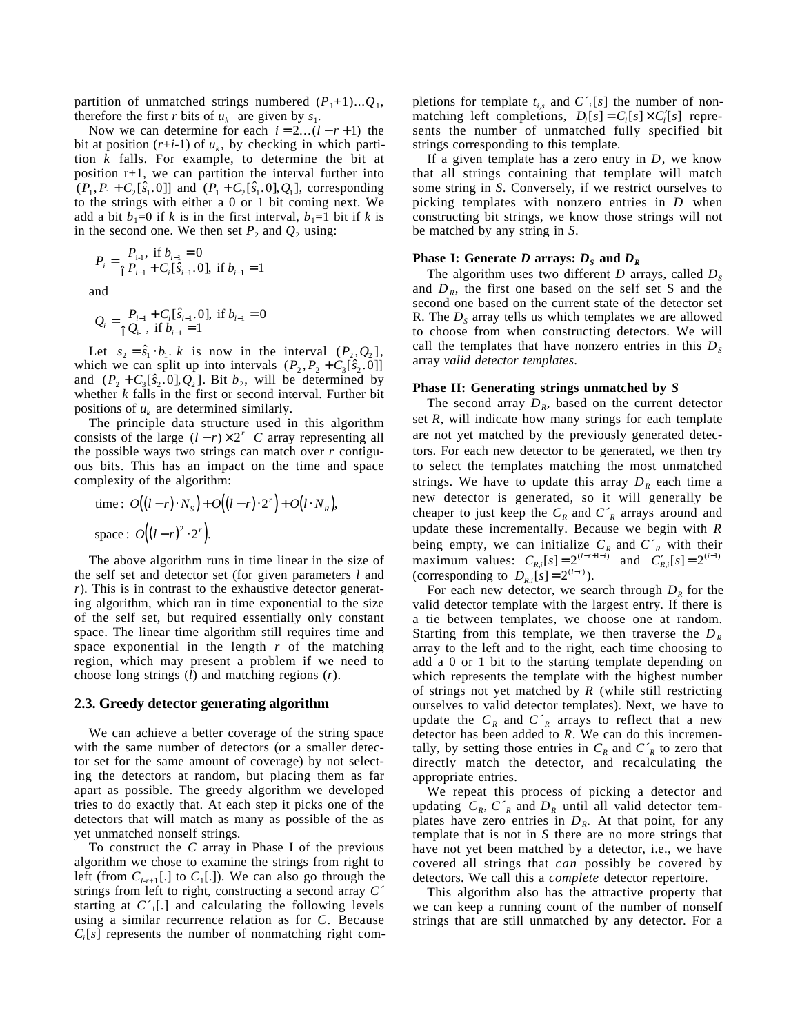partition of unmatched strings numbered $(P_1+1)\ldots Q_1$, therefore the first $r$ bits of $u_k$ are given by $s_1$.

Now we can determine for each $i = 2\ldots(l-r+1)$ the bit at position $(r+i-1)$ of $u_k$, by checking in which partition $k$ falls. For example, to determine the bit at position r+1, we can partition the interval further into $(P_1, P_1 + C_2[\hat{s}_1.0]]$ and $(P_1 + C_2[\hat{s}_1.0], Q_1]$, corresponding to the strings with either a 0 or 1 bit coming next. We add a bit $b_1$=0 if $k$ is in the first interval, $b_1$=1 bit if $k$ is in the second one. We then set $P_2$ and $Q_2$ using:

$$P_i = \begin{cases} P_{i-1}, & \text{if } b_{i-1} = 0 \\ P_{i-1} + C_i[\hat{s}_{i-1}.0], & \text{if } b_{i-1} = 1 \end{cases}$$

and

$$Q_i = \begin{cases} P_{i-1} + C_i[\hat{s}_{i-1}.0], & \text{if } b_{i-1} = 0 \\ Q_{i-1}, & \text{if } b_{i-1} = 1 \end{cases}$$

Let $s_2 = \hat{s}_1 \cdot b_1$. $k$ is now in the interval $(P_2, Q_2]$, which we can split up into intervals $(P_2, P_2 + C_3[\hat{s}_2.0]]$ and $(P_2 + C_3[\hat{s}_2.0], Q_2]$. Bit $b_2$, will be determined by whether $k$ falls in the first or second interval. Further bit positions of $u_k$ are determined similarly.

The principle data structure used in this algorithm consists of the large $(l-r)\times 2^r$ $C$ array representing all the possible ways two strings can match over $r$ contiguous bits. This has an impact on the time and space complexity of the algorithm:

$$\text{time}: \; O\big((l-r)\cdot N_S\big) + O\big((l-r)\cdot 2^r\big) + O\big(l \cdot N_R\big),$$

$$\text{space}: \; O\big((l-r)^2 \cdot 2^r\big).$$

The above algorithm runs in time linear in the size of the self set and detector set (for given parameters $l$ and $r$). This is in contrast to the exhaustive detector generating algorithm, which ran in time exponential to the size of the self set, but required essentially only constant space. The linear time algorithm still requires time and space exponential in the length $r$ of the matching region, which may present a problem if we need to choose long strings ($l$) and matching regions ($r$).

### 2.3. Greedy detector generating algorithm

We can achieve a better coverage of the string space with the same number of detectors (or a smaller detector set for the same amount of coverage) by not selecting the detectors at random, but placing them as far apart as possible. The greedy algorithm we developed tries to do exactly that. At each step it picks one of the detectors that will match as many as possible of the as yet unmatched nonself strings.

To construct the $C$ array in Phase I of the previous algorithm we chose to examine the strings from right to left (from $C_{l-r+1}[.]$ to $C_1[.]$). We can also go through the strings from left to right, constructing a second array $C'$ starting at $C'_1[.]$ and calculating the following levels using a similar recurrence relation as for $C$. Because $C_i[s]$ represents the number of nonmatching right completions for template $t_{i,s}$ and $C'_i[s]$ the number of nonmatching left completions, $D_i[s] = C_i[s]\times C'_i[s]$ represents the number of unmatched fully specified bit strings corresponding to this template.

If a given template has a zero entry in $D$, we know that all strings containing that template will match some string in $S$. Conversely, if we restrict ourselves to picking templates with nonzero entries in $D$ when constructing bit strings, we know those strings will not be matched by any string in $S$.

**Phase I: Generate *D* arrays: $D_S$ and $D_R$**

The algorithm uses two different $D$ arrays, called $D_S$ and $D_R$, the first one based on the self set S and the second one based on the current state of the detector set R. The $D_S$ array tells us which templates we are allowed to choose from when constructing detectors. We will call the templates that have nonzero entries in this $D_S$ array *valid detector templates*.

**Phase II: Generating strings unmatched by *S***

The second array $D_R$, based on the current detector set $R$, will indicate how many strings for each template are not yet matched by the previously generated detectors. For each new detector to be generated, we then try to select the templates matching the most unmatched strings. We have to update this array $D_R$ each time a new detector is generated, so it will generally be cheaper to just keep the $C_R$ and $C'_R$ arrays around and update these incrementally. Because we begin with $R$ being empty, we can initialize $C_R$ and $C'_R$ with their maximum values: $C_{R,i}[s] = 2^{(l-r+1-i)}$ and $C'_{R,i}[s] = 2^{(i-1)}$ (corresponding to $D_{R,i}[s] = 2^{(l-r)}$).

For each new detector, we search through $D_R$ for the valid detector template with the largest entry. If there is a tie between templates, we choose one at random. Starting from this template, we then traverse the $D_R$ array to the left and to the right, each time choosing to add a 0 or 1 bit to the starting template depending on which represents the template with the highest number of strings not yet matched by $R$ (while still restricting ourselves to valid detector templates). Next, we have to update the $C_R$ and $C'_R$ arrays to reflect that a new detector has been added to $R$. We can do this incrementally, by setting those entries in $C_R$ and $C'_R$ to zero that directly match the detector, and recalculating the appropriate entries.

We repeat this process of picking a detector and updating $C_R$, $C'_R$ and $D_R$ until all valid detector templates have zero entries in $D_R$. At that point, for any template that is not in $S$ there are no more strings that have not yet been matched by a detector, i.e., we have covered all strings that *can* possibly be covered by detectors. We call this a *complete* detector repertoire.

This algorithm also has the attractive property that we can keep a running count of the number of nonself strings that are still unmatched by any detector. For a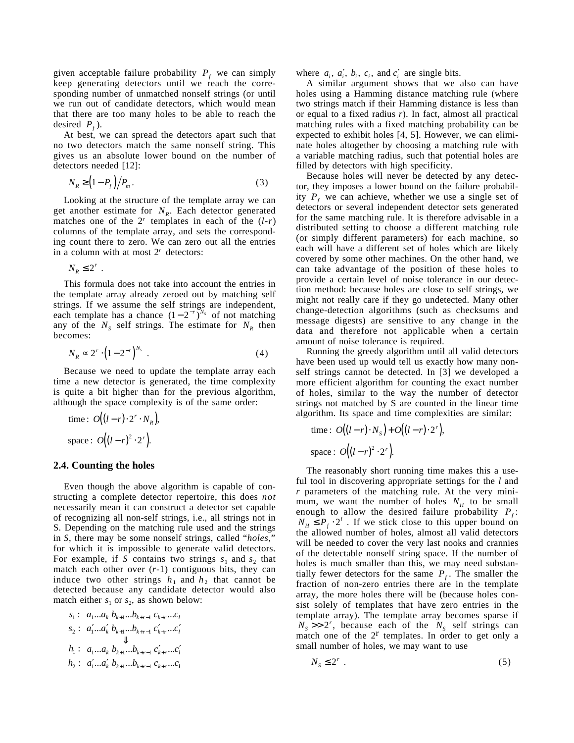given acceptable failure probability $P_f$ we can simply keep generating detectors until we reach the corresponding number of unmatched nonself strings (or until we run out of candidate detectors, which would mean that there are too many holes to be able to reach the desired $P_f$).

At best, we can spread the detectors apart such that no two detectors match the same nonself string. This gives us an absolute lower bound on the number of detectors needed [12]:

$$N_R \geq \left(1 - P_f\right) / P_m . \tag{3}$$

Looking at the structure of the template array we can get another estimate for $N_R$. Each detector generated matches one of the $2^r$ templates in each of the $(l\text{-}r)$ columns of the template array, and sets the corresponding count there to zero. We can zero out all the entries in a column with at most $2^r$ detectors:

$$N_R \leq 2^r .$$

This formula does not take into account the entries in the template array already zeroed out by matching self strings. If we assume the self strings are independent, each template has a chance $(1-2^{-r})^{N_S}$ of not matching any of the $N_S$ self strings. The estimate for $N_R$ then becomes:

$$N_R \propto 2^r \cdot \left(1 - 2^{-r}\right)^{N_S} . \tag{4}$$

Because we need to update the template array each time a new detector is generated, the time complexity is quite a bit higher than for the previous algorithm, although the space complexity is of the same order:

$$\text{time}: \; O\left((l-r) \cdot 2^r \cdot N_R\right),$$

$$\text{space}: \; O\left((l-r)^2 \cdot 2^r\right).$$

## 2.4. Counting the holes

Even though the above algorithm is capable of constructing a complete detector repertoire, this does *not* necessarily mean it can construct a detector set capable of recognizing all non-self strings, i.e., all strings not in S. Depending on the matching rule used and the strings in *S*, there may be some nonself strings, called "*holes*," for which it is impossible to generate valid detectors. For example, if *S* contains two strings $s_1$ and $s_2$ that match each other over ($r$-1) contiguous bits, they can induce two other strings $h_1$ and $h_2$ that cannot be detected because any candidate detector would also match either $s_1$ or $s_2$, as shown below:

$$
\begin{aligned}
s_1 &: \; a_1 ... a_k \; b_{k+1} ... b_{k+r-1} \; c_{k+r} ... c_l \\
s_2 &: \; a'_1 ... a'_k \; b_{k+1} ... b_{k+r-1} \; c'_{k+r} ... c'_l \\
&\qquad\qquad \Downarrow \\
h_1 &: \; a_1 ... a_k \; b_{k+1} ... b_{k+r-1} \; c'_{k+r} ... c'_l \\
h_2 &: \; a'_1 ... a'_k \; b_{k+1} ... b_{k+r-1} \; c_{k+r} ... c_l
\end{aligned}
$$

where $a_i$, $a'_i$, $b_i$, $c_i$, and $c'_i$ are single bits.

A similar argument shows that we also can have holes using a Hamming distance matching rule (where two strings match if their Hamming distance is less than or equal to a fixed radius *r*). In fact, almost all practical matching rules with a fixed matching probability can be expected to exhibit holes [4, 5]. However, we can eliminate holes altogether by choosing a matching rule with a variable matching radius, such that potential holes are filled by detectors with high specificity.

Because holes will never be detected by any detector, they imposes a lower bound on the failure probability $P_f$ we can achieve, whether we use a single set of detectors or several independent detector sets generated for the same matching rule. It is therefore advisable in a distributed setting to choose a different matching rule (or simply different parameters) for each machine, so each will have a different set of holes which are likely covered by some other machines. On the other hand, we can take advantage of the position of these holes to provide a certain level of noise tolerance in our detection method: because holes are close to self strings, we might not really care if they go undetected. Many other change-detection algorithms (such as checksums and message digests) are sensitive to any change in the data and therefore not applicable when a certain amount of noise tolerance is required.

Running the greedy algorithm until all valid detectors have been used up would tell us exactly how many nonself strings cannot be detected. In [3] we developed a more efficient algorithm for counting the exact number of holes, similar to the way the number of detector strings not matched by S are counted in the linear time algorithm. Its space and time complexities are similar:

$$\text{time}: \; O\left((l-r) \cdot N_S\right) + O\left((l-r) \cdot 2^r\right),$$

$$\text{space}: \; O\left((l-r)^2 \cdot 2^r\right).$$

The reasonably short running time makes this a useful tool in discovering appropriate settings for the *l* and *r* parameters of the matching rule. At the very minimum, we want the number of holes $N_H$ to be small enough to allow the desired failure probability $P_f$: $N_H \leq P_f \cdot 2^l$ . If we stick close to this upper bound on the allowed number of holes, almost all valid detectors will be needed to cover the very last nooks and crannies of the detectable nonself string space. If the number of holes is much smaller than this, we may need substantially fewer detectors for the same $P_f$. The smaller the fraction of non-zero entries there are in the template array, the more holes there will be (because holes consist solely of templates that have zero entries in the template array). The template array becomes sparse if $N_S >> 2^r$, because each of the $N_S$ self strings can match one of the $2^r$ templates. In order to get only a small number of holes, we may want to use

$$N_S \leq 2^r . \tag{5}$$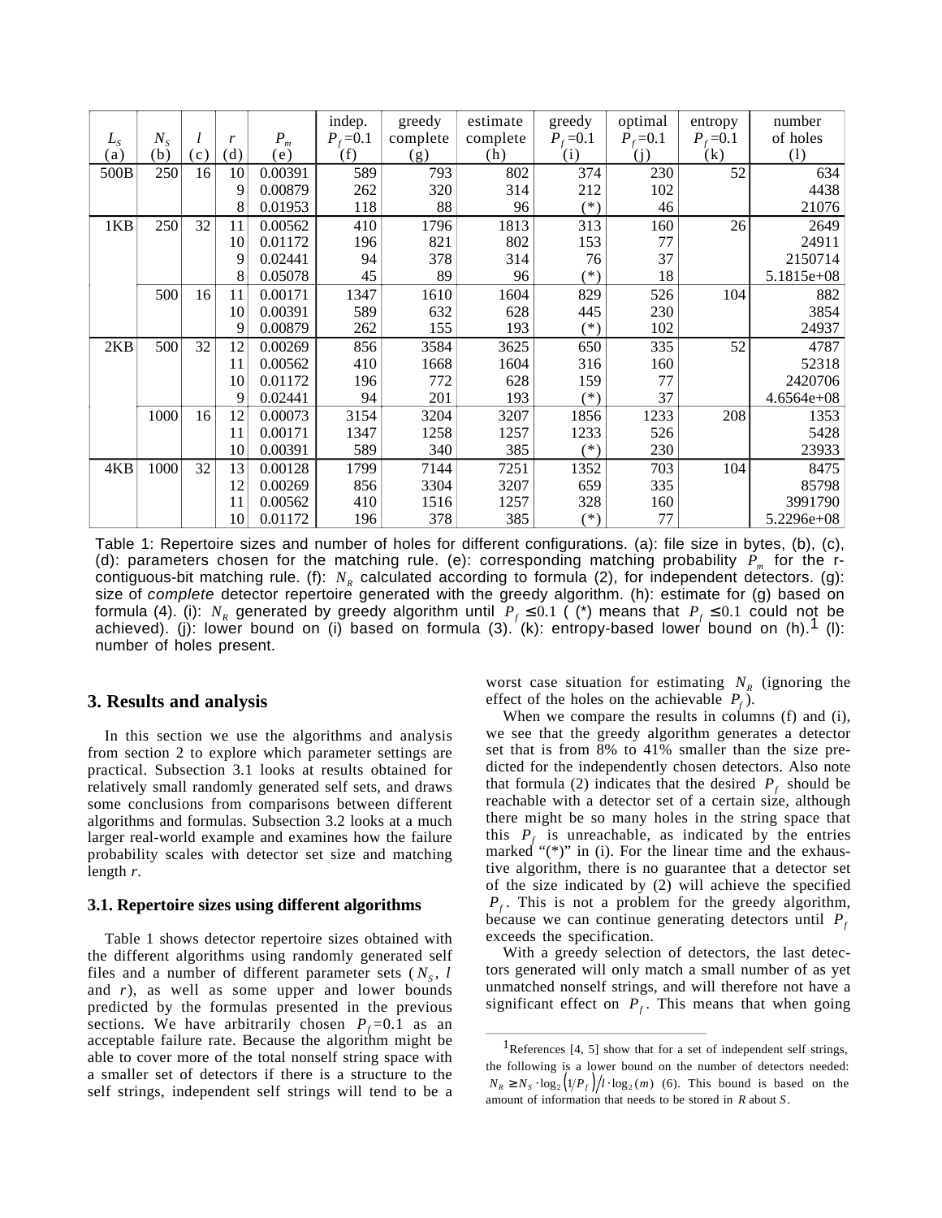| $L_S$ (a) | $N_S$ (b) | $l$ (c) | $r$ (d) | $P_m$ (e) | indep. $P_f$=0.1 (f) | greedy complete (g) | estimate complete (h) | greedy $P_f$=0.1 (i) | optimal $P_f$=0.1 (j) | entropy $P_f$=0.1 (k) | number of holes (l) |
|---|---|---|---|---|---|---|---|---|---|---|---|
| 500B | 250 | 16 | 10 | 0.00391 | 589 | 793 | 802 | 374 | 230 | 52 | 634 |
| | | | 9 | 0.00879 | 262 | 320 | 314 | 212 | 102 | | 4438 |
| | | | 8 | 0.01953 | 118 | 88 | 96 | (*) | 46 | | 21076 |
| 1KB | 250 | 32 | 11 | 0.00562 | 410 | 1796 | 1813 | 313 | 160 | 26 | 2649 |
| | | | 10 | 0.01172 | 196 | 821 | 802 | 153 | 77 | | 24911 |
| | | | 9 | 0.02441 | 94 | 378 | 314 | 76 | 37 | | 2150714 |
| | | | 8 | 0.05078 | 45 | 89 | 96 | (*) | 18 | | 5.1815e+08 |
| | 500 | 16 | 11 | 0.00171 | 1347 | 1610 | 1604 | 829 | 526 | 104 | 882 |
| | | | 10 | 0.00391 | 589 | 632 | 628 | 445 | 230 | | 3854 |
| | | | 9 | 0.00879 | 262 | 155 | 193 | (*) | 102 | | 24937 |
| 2KB | 500 | 32 | 12 | 0.00269 | 856 | 3584 | 3625 | 650 | 335 | 52 | 4787 |
| | | | 11 | 0.00562 | 410 | 1668 | 1604 | 316 | 160 | | 52318 |
| | | | 10 | 0.01172 | 196 | 772 | 628 | 159 | 77 | | 2420706 |
| | | | 9 | 0.02441 | 94 | 201 | 193 | (*) | 37 | | 4.6564e+08 |
| | 1000 | 16 | 12 | 0.00073 | 3154 | 3204 | 3207 | 1856 | 1233 | 208 | 1353 |
| | | | 11 | 0.00171 | 1347 | 1258 | 1257 | 1233 | 526 | | 5428 |
| | | | 10 | 0.00391 | 589 | 340 | 385 | (*) | 230 | | 23933 |
| 4KB | 1000 | 32 | 13 | 0.00128 | 1799 | 7144 | 7251 | 1352 | 703 | 104 | 8475 |
| | | | 12 | 0.00269 | 856 | 3304 | 3207 | 659 | 335 | | 85798 |
| | | | 11 | 0.00562 | 410 | 1516 | 1257 | 328 | 160 | | 3991790 |
| | | | 10 | 0.01172 | 196 | 378 | 385 | (*) | 77 | | 5.2296e+08 |

Table 1: Repertoire sizes and number of holes for different configurations. (a): file size in bytes, (b), (c), (d): parameters chosen for the matching rule. (e): corresponding matching probability $P_m$ for the r-contiguous-bit matching rule. (f): $N_R$ calculated according to formula (2), for independent detectors. (g): size of *complete* detector repertoire generated with the greedy algorithm. (h): estimate for (g) based on formula (4). (i): $N_R$ generated by greedy algorithm until $P_f \le 0.1$ ( (*) means that $P_f \le 0.1$ could not be achieved). (j): lower bound on (i) based on formula (3). (k): entropy-based lower bound on (h).[1] (l): number of holes present.

## 3. Results and analysis

In this section we use the algorithms and analysis from section 2 to explore which parameter settings are practical. Subsection 3.1 looks at results obtained for relatively small randomly generated self sets, and draws some conclusions from comparisons between different algorithms and formulas. Subsection 3.2 looks at a much larger real-world example and examines how the failure probability scales with detector set size and matching length *r*.

### 3.1. Repertoire sizes using different algorithms

Table 1 shows detector repertoire sizes obtained with the different algorithms using randomly generated self files and a number of different parameter sets ($N_S$, $l$ and $r$), as well as some upper and lower bounds predicted by the formulas presented in the previous sections. We have arbitrarily chosen $P_f$=0.1 as an acceptable failure rate. Because the algorithm might be able to cover more of the total nonself string space with a smaller set of detectors if there is a structure to the self strings, independent self strings will tend to be a worst case situation for estimating $N_R$ (ignoring the effect of the holes on the achievable $P_f$).

When we compare the results in columns (f) and (i), we see that the greedy algorithm generates a detector set that is from 8% to 41% smaller than the size predicted for the independently chosen detectors. Also note that formula (2) indicates that the desired $P_f$ should be reachable with a detector set of a certain size, although there might be so many holes in the string space that this $P_f$ is unreachable, as indicated by the entries marked "(*)" in (i). For the linear time and the exhaustive algorithm, there is no guarantee that a detector set of the size indicated by (2) will achieve the specified $P_f$. This is not a problem for the greedy algorithm, because we can continue generating detectors until $P_f$ exceeds the specification.

With a greedy selection of detectors, the last detectors generated will only match a small number of as yet unmatched nonself strings, and will therefore not have a significant effect on $P_f$. This means that when going

[1] References [4, 5] show that for a set of independent self strings, the following is a lower bound on the number of detectors needed: $N_R \ge N_S \cdot \log_2(1/P_f) / l \cdot \log_2(m)$ (6). This bound is based on the amount of information that needs to be stored in $R$ about $S$.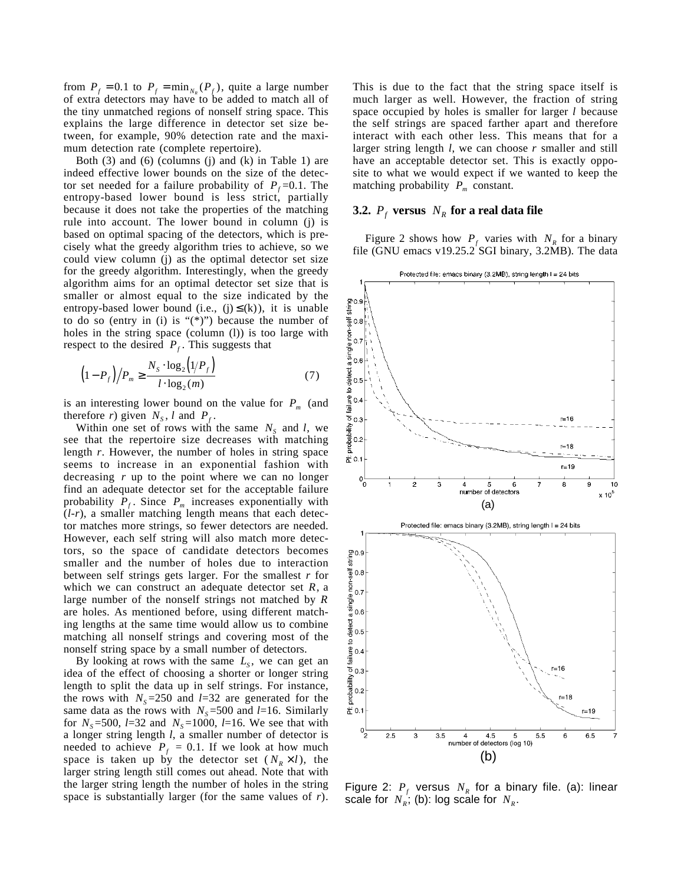from $P_f = 0.1$ to $P_f = \min_{N_R}(P_f)$, quite a large number of extra detectors may have to be added to match all of the tiny unmatched regions of nonself string space. This explains the large difference in detector set size between, for example, 90% detection rate and the maximum detection rate (complete repertoire).

Both (3) and (6) (columns (j) and (k) in Table 1) are indeed effective lower bounds on the size of the detector set needed for a failure probability of $P_f$=0.1. The entropy-based lower bound is less strict, partially because it does not take the properties of the matching rule into account. The lower bound in column (j) is based on optimal spacing of the detectors, which is precisely what the greedy algorithm tries to achieve, so we could view column (j) as the optimal detector set size for the greedy algorithm. Interestingly, when the greedy algorithm aims for an optimal detector set size that is smaller or almost equal to the size indicated by the entropy-based lower bound (i.e., (j) ≤ (k)), it is unable to do so (entry in (i) is "(*)") because the number of holes in the string space (column (l)) is too large with respect to the desired $P_f$. This suggests that

$$\left(1-P_f\right)/P_m \geq \frac{N_S \cdot \log_2\left(1/P_f\right)}{l \cdot \log_2(m)} \tag{7}$$

is an interesting lower bound on the value for $P_m$ (and therefore $r$) given $N_S$, $l$ and $P_f$.

Within one set of rows with the same $N_S$ and $l$, we see that the repertoire size decreases with matching length $r$. However, the number of holes in string space seems to increase in an exponential fashion with decreasing $r$ up to the point where we can no longer find an adequate detector set for the acceptable failure probability $P_f$. Since $P_m$ increases exponentially with ($l$-$r$), a smaller matching length means that each detector matches more strings, so fewer detectors are needed. However, each self string will also match more detectors, so the space of candidate detectors becomes smaller and the number of holes due to interaction between self strings gets larger. For the smallest $r$ for which we can construct an adequate detector set $R$, a large number of the nonself strings not matched by $R$ are holes. As mentioned before, using different matching lengths at the same time would allow us to combine matching all nonself strings and covering most of the nonself string space by a small number of detectors.

By looking at rows with the same $L_S$, we can get an idea of the effect of choosing a shorter or longer string length to split the data up in self strings. For instance, the rows with $N_S$=250 and $l$=32 are generated for the same data as the rows with $N_S$=500 and $l$=16. Similarly for $N_S$=500, $l$=32 and $N_S$=1000, $l$=16. We see that with a longer string length $l$, a smaller number of detector is needed to achieve $P_f$ = 0.1. If we look at how much space is taken up by the detector set ($N_R \times l$), the larger string length still comes out ahead. Note that with the larger string length the number of holes in the string space is substantially larger (for the same values of $r$). This is due to the fact that the string space itself is much larger as well. However, the fraction of string space occupied by holes is smaller for larger $l$ because the self strings are spaced farther apart and therefore interact with each other less. This means that for a larger string length $l$, we can choose $r$ smaller and still have an acceptable detector set. This is exactly opposite to what we would expect if we wanted to keep the matching probability $P_m$ constant.

### 3.2. $P_f$ versus $N_R$ for a real data file

Figure 2 shows how $P_f$ varies with $N_R$ for a binary file (GNU emacs v19.25.2 SGI binary, 3.2MB). The data

Figure 2: $P_f$ versus $N_R$ for a binary file. (a): linear scale for $N_R$; (b): log scale for $N_R$.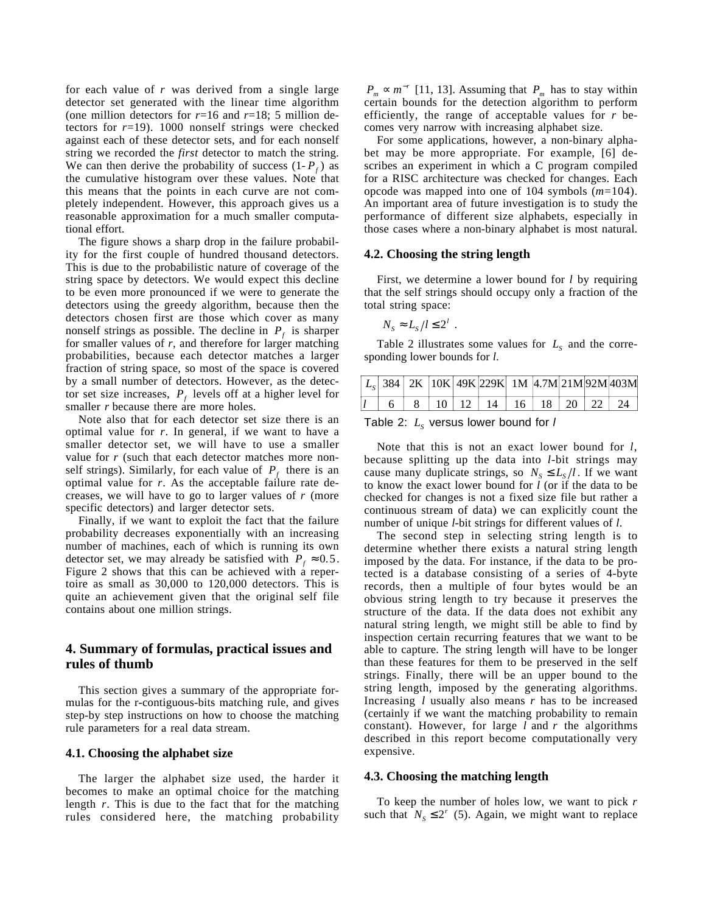for each value of $r$ was derived from a single large detector set generated with the linear time algorithm (one million detectors for $r$=16 and $r$=18; 5 million detectors for $r$=19). 1000 nonself strings were checked against each of these detector sets, and for each nonself string we recorded the *first* detector to match the string. We can then derive the probability of success ($1 - P_f$) as the cumulative histogram over these values. Note that this means that the points in each curve are not completely independent. However, this approach gives us a reasonable approximation for a much smaller computational effort.

The figure shows a sharp drop in the failure probability for the first couple of hundred thousand detectors. This is due to the probabilistic nature of coverage of the string space by detectors. We would expect this decline to be even more pronounced if we were to generate the detectors using the greedy algorithm, because then the detectors chosen first are those which cover as many nonself strings as possible. The decline in $P_f$ is sharper for smaller values of $r$, and therefore for larger matching probabilities, because each detector matches a larger fraction of string space, so most of the space is covered by a small number of detectors. However, as the detector set size increases, $P_f$ levels off at a higher level for smaller $r$ because there are more holes.

Note also that for each detector set size there is an optimal value for $r$. In general, if we want to have a smaller detector set, we will have to use a smaller value for $r$ (such that each detector matches more nonself strings). Similarly, for each value of $P_f$ there is an optimal value for $r$. As the acceptable failure rate decreases, we will have to go to larger values of $r$ (more specific detectors) and larger detector sets.

Finally, if we want to exploit the fact that the failure probability decreases exponentially with an increasing number of machines, each of which is running its own detector set, we may already be satisfied with $P_f \approx 0.5$. Figure 2 shows that this can be achieved with a repertoire as small as 30,000 to 120,000 detectors. This is quite an achievement given that the original self file contains about one million strings.

## 4. Summary of formulas, practical issues and rules of thumb

This section gives a summary of the appropriate formulas for the r-contiguous-bits matching rule, and gives step-by step instructions on how to choose the matching rule parameters for a real data stream.

### 4.1. Choosing the alphabet size

The larger the alphabet size used, the harder it becomes to make an optimal choice for the matching length $r$. This is due to the fact that for the matching rules considered here, the matching probability $P_m \propto m^{-r}$ [11, 13]. Assuming that $P_m$ has to stay within certain bounds for the detection algorithm to perform efficiently, the range of acceptable values for $r$ becomes very narrow with increasing alphabet size.

For some applications, however, a non-binary alphabet may be more appropriate. For example, [6] describes an experiment in which a C program compiled for a RISC architecture was checked for changes. Each opcode was mapped into one of 104 symbols ($m$=104). An important area of future investigation is to study the performance of different size alphabets, especially in those cases where a non-binary alphabet is most natural.

### 4.2. Choosing the string length

First, we determine a lower bound for $l$ by requiring that the self strings should occupy only a fraction of the total string space:

$$N_S \approx L_S / l \le 2^l .$$

Table 2 illustrates some values for $L_S$ and the corresponding lower bounds for $l$.

| $L_S$ | 384 | 2K | 10K | 49K | 229K | 1M | 4.7M | 21M | 92M | 403M |
|---|---|---|---|---|---|---|---|---|---|---|
| $l$ | 6 | 8 | 10 | 12 | 14 | 16 | 18 | 20 | 22 | 24 |

Table 2: $L_S$ versus lower bound for $l$

Note that this is not an exact lower bound for $l$, because splitting up the data into $l$-bit strings may cause many duplicate strings, so $N_S \le L_S / l$. If we want to know the exact lower bound for $l$ (or if the data to be checked for changes is not a fixed size file but rather a continuous stream of data) we can explicitly count the number of unique $l$-bit strings for different values of $l$.

The second step in selecting string length is to determine whether there exists a natural string length imposed by the data. For instance, if the data to be protected is a database consisting of a series of 4-byte records, then a multiple of four bytes would be an obvious string length to try because it preserves the structure of the data. If the data does not exhibit any natural string length, we might still be able to find by inspection certain recurring features that we want to be able to capture. The string length will have to be longer than these features for them to be preserved in the self strings. Finally, there will be an upper bound to the string length, imposed by the generating algorithms. Increasing $l$ usually also means $r$ has to be increased (certainly if we want the matching probability to remain constant). However, for large $l$ and $r$ the algorithms described in this report become computationally very expensive.

### 4.3. Choosing the matching length

To keep the number of holes low, we want to pick $r$ such that $N_S \le 2^r$ (5). Again, we might want to replace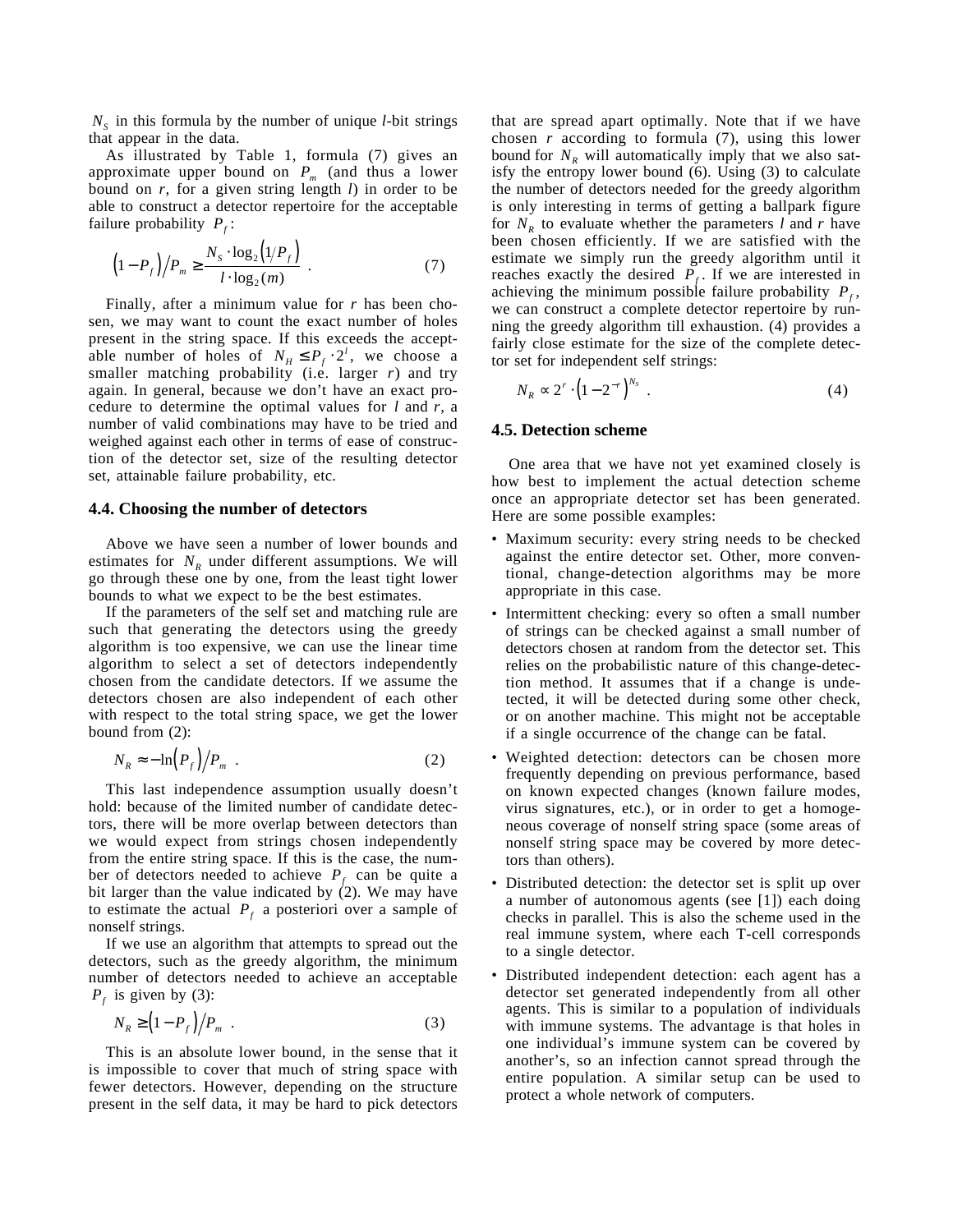$N_S$ in this formula by the number of unique *l*-bit strings that appear in the data.

As illustrated by Table 1, formula (7) gives an approximate upper bound on $P_m$ (and thus a lower bound on *r*, for a given string length *l*) in order to be able to construct a detector repertoire for the acceptable failure probability $P_f$:

$$\left(1 - P_f\right) / P_m \geq \frac{N_S \cdot \log_2\left(1/P_f\right)}{l \cdot \log_2(m)} \ . \qquad (7)$$

Finally, after a minimum value for *r* has been chosen, we may want to count the exact number of holes present in the string space. If this exceeds the acceptable number of holes of $N_H \leq P_f \cdot 2^l$, we choose a smaller matching probability (i.e. larger *r*) and try again. In general, because we don't have an exact procedure to determine the optimal values for *l* and *r*, a number of valid combinations may have to be tried and weighed against each other in terms of ease of construction of the detector set, size of the resulting detector set, attainable failure probability, etc.

### 4.4. Choosing the number of detectors

Above we have seen a number of lower bounds and estimates for $N_R$ under different assumptions. We will go through these one by one, from the least tight lower bounds to what we expect to be the best estimates.

If the parameters of the self set and matching rule are such that generating the detectors using the greedy algorithm is too expensive, we can use the linear time algorithm to select a set of detectors independently chosen from the candidate detectors. If we assume the detectors chosen are also independent of each other with respect to the total string space, we get the lower bound from (2):

$$N_R \approx -\ln\left(P_f\right) / P_m \ . \qquad (2)$$

This last independence assumption usually doesn't hold: because of the limited number of candidate detectors, there will be more overlap between detectors than we would expect from strings chosen independently from the entire string space. If this is the case, the number of detectors needed to achieve $P_f$ can be quite a bit larger than the value indicated by (2). We may have to estimate the actual $P_f$ a posteriori over a sample of nonself strings.

If we use an algorithm that attempts to spread out the detectors, such as the greedy algorithm, the minimum number of detectors needed to achieve an acceptable $P_f$ is given by (3):

$$N_R \geq \left(1 - P_f\right) / P_m \ . \qquad (3)$$

This is an absolute lower bound, in the sense that it is impossible to cover that much of string space with fewer detectors. However, depending on the structure present in the self data, it may be hard to pick detectors that are spread apart optimally. Note that if we have chosen *r* according to formula (7), using this lower bound for $N_R$ will automatically imply that we also satisfy the entropy lower bound (6). Using (3) to calculate the number of detectors needed for the greedy algorithm is only interesting in terms of getting a ballpark figure for $N_R$ to evaluate whether the parameters *l* and *r* have been chosen efficiently. If we are satisfied with the estimate we simply run the greedy algorithm until it reaches exactly the desired $P_f$. If we are interested in achieving the minimum possible failure probability $P_f$, we can construct a complete detector repertoire by running the greedy algorithm till exhaustion. (4) provides a fairly close estimate for the size of the complete detector set for independent self strings:

$$N_R \propto 2^r \cdot \left(1 - 2^{-r}\right)^{N_S} \ . \qquad (4)$$

### 4.5. Detection scheme

One area that we have not yet examined closely is how best to implement the actual detection scheme once an appropriate detector set has been generated. Here are some possible examples:

- Maximum security: every string needs to be checked against the entire detector set. Other, more conventional, change-detection algorithms may be more appropriate in this case.
- Intermittent checking: every so often a small number of strings can be checked against a small number of detectors chosen at random from the detector set. This relies on the probabilistic nature of this change-detection method. It assumes that if a change is undetected, it will be detected during some other check, or on another machine. This might not be acceptable if a single occurrence of the change can be fatal.
- Weighted detection: detectors can be chosen more frequently depending on previous performance, based on known expected changes (known failure modes, virus signatures, etc.), or in order to get a homogeneous coverage of nonself string space (some areas of nonself string space may be covered by more detectors than others).
- Distributed detection: the detector set is split up over a number of autonomous agents (see [1]) each doing checks in parallel. This is also the scheme used in the real immune system, where each T-cell corresponds to a single detector.
- Distributed independent detection: each agent has a detector set generated independently from all other agents. This is similar to a population of individuals with immune systems. The advantage is that holes in one individual's immune system can be covered by another's, so an infection cannot spread through the entire population. A similar setup can be used to protect a whole network of computers.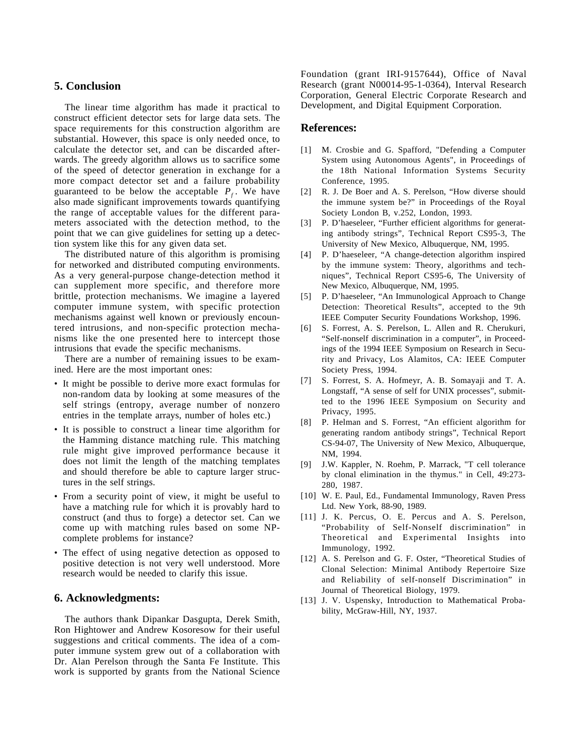## 5. Conclusion

The linear time algorithm has made it practical to construct efficient detector sets for large data sets. The space requirements for this construction algorithm are substantial. However, this space is only needed once, to calculate the detector set, and can be discarded afterwards. The greedy algorithm allows us to sacrifice some of the speed of detector generation in exchange for a more compact detector set and a failure probability guaranteed to be below the acceptable $P_f$. We have also made significant improvements towards quantifying the range of acceptable values for the different parameters associated with the detection method, to the point that we can give guidelines for setting up a detection system like this for any given data set.

The distributed nature of this algorithm is promising for networked and distributed computing environments. As a very general-purpose change-detection method it can supplement more specific, and therefore more brittle, protection mechanisms. We imagine a layered computer immune system, with specific protection mechanisms against well known or previously encountered intrusions, and non-specific protection mechanisms like the one presented here to intercept those intrusions that evade the specific mechanisms.

There are a number of remaining issues to be examined. Here are the most important ones:

- It might be possible to derive more exact formulas for non-random data by looking at some measures of the self strings (entropy, average number of nonzero entries in the template arrays, number of holes etc.)
- It is possible to construct a linear time algorithm for the Hamming distance matching rule. This matching rule might give improved performance because it does not limit the length of the matching templates and should therefore be able to capture larger structures in the self strings.
- From a security point of view, it might be useful to have a matching rule for which it is provably hard to construct (and thus to forge) a detector set. Can we come up with matching rules based on some NP-complete problems for instance?
- The effect of using negative detection as opposed to positive detection is not very well understood. More research would be needed to clarify this issue.

## 6. Acknowledgments:

The authors thank Dipankar Dasgupta, Derek Smith, Ron Hightower and Andrew Kosoresow for their useful suggestions and critical comments. The idea of a computer immune system grew out of a collaboration with Dr. Alan Perelson through the Santa Fe Institute. This work is supported by grants from the National Science Foundation (grant IRI-9157644), Office of Naval Research (grant N00014-95-1-0364), Interval Research Corporation, General Electric Corporate Research and Development, and Digital Equipment Corporation.

## References:

[1] M. Crosbie and G. Spafford, "Defending a Computer System using Autonomous Agents", in Proceedings of the 18th National Information Systems Security Conference, 1995.

[2] R. J. De Boer and A. S. Perelson, "How diverse should the immune system be?" in Proceedings of the Royal Society London B, v.252, London, 1993.

[3] P. D'haeseleer, "Further efficient algorithms for generating antibody strings", Technical Report CS95-3, The University of New Mexico, Albuquerque, NM, 1995.

[4] P. D'haeseleer, "A change-detection algorithm inspired by the immune system: Theory, algorithms and techniques", Technical Report CS95-6, The University of New Mexico, Albuquerque, NM, 1995.

[5] P. D'haeseleer, "An Immunological Approach to Change Detection: Theoretical Results", accepted to the 9th IEEE Computer Security Foundations Workshop, 1996.

[6] S. Forrest, A. S. Perelson, L. Allen and R. Cherukuri, "Self-nonself discrimination in a computer", in Proceedings of the 1994 IEEE Symposium on Research in Security and Privacy, Los Alamitos, CA: IEEE Computer Society Press, 1994.

[7] S. Forrest, S. A. Hofmeyr, A. B. Somayaji and T. A. Longstaff, "A sense of self for UNIX processes", submitted to the 1996 IEEE Symposium on Security and Privacy, 1995.

[8] P. Helman and S. Forrest, "An efficient algorithm for generating random antibody strings", Technical Report CS-94-07, The University of New Mexico, Albuquerque, NM, 1994.

[9] J.W. Kappler, N. Roehm, P. Marrack, "T cell tolerance by clonal elimination in the thymus." in Cell, 49:273-280, 1987.

[10] W. E. Paul, Ed., Fundamental Immunology, Raven Press Ltd. New York, 88-90, 1989.

[11] J. K. Percus, O. E. Percus and A. S. Perelson, "Probability of Self-Nonself discrimination" in Theoretical and Experimental Insights into Immunology, 1992.

[12] A. S. Perelson and G. F. Oster, "Theoretical Studies of Clonal Selection: Minimal Antibody Repertoire Size and Reliability of self-nonself Discrimination" in Journal of Theoretical Biology, 1979.

[13] J. V. Uspensky, Introduction to Mathematical Probability, McGraw-Hill, NY, 1937.